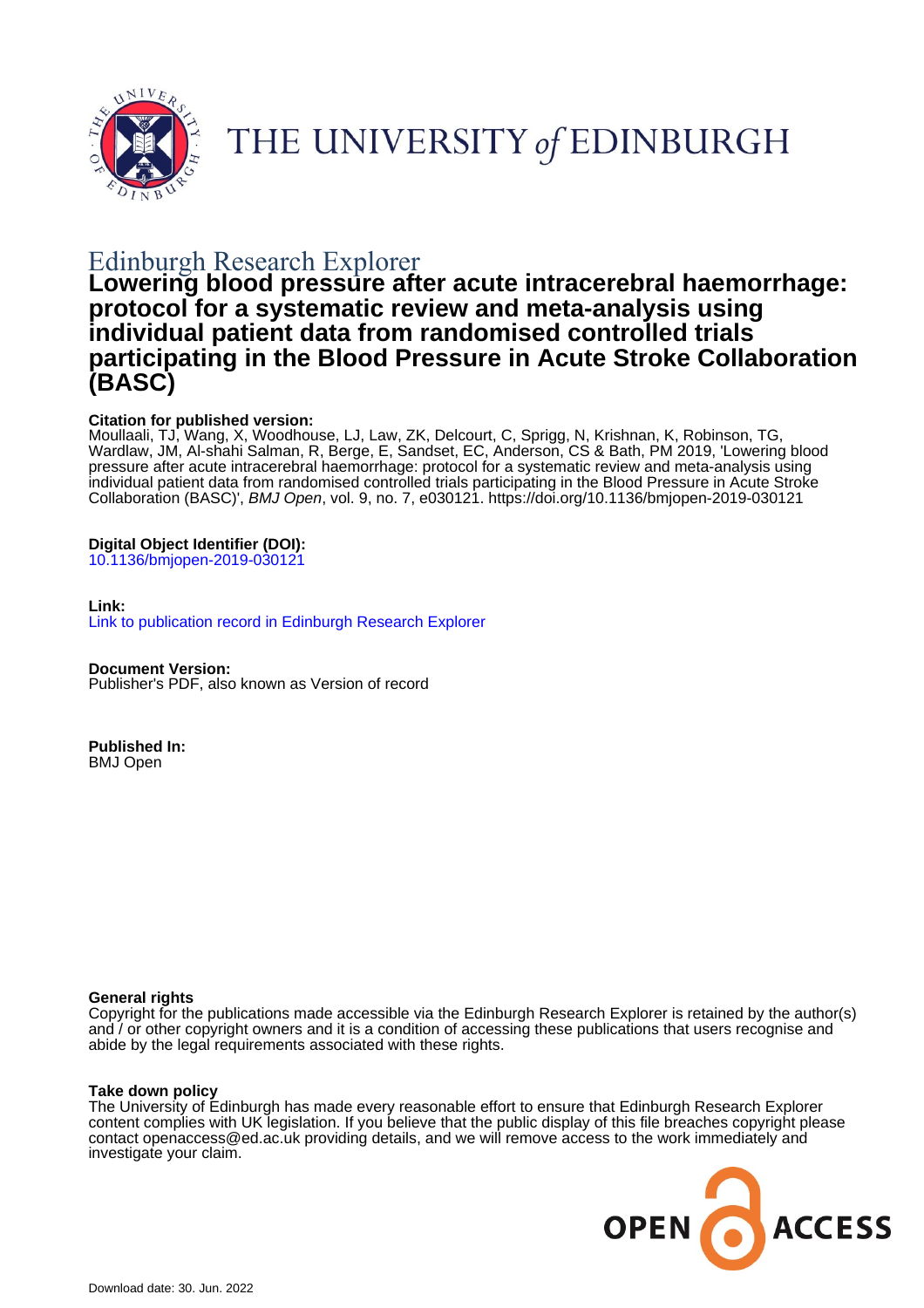THE UNIVERSITY *of* EDINBURGH

Edinburgh Research Explorer

# Lowering blood pressure after acute intracerebral haemorrhage: protocol for a systematic review and meta-analysis using individual patient data from randomised controlled trials participating in the Blood Pressure in Acute Stroke Collaboration (BASC)

**Citation for published version:**
Moullaali, TJ, Wang, X, Woodhouse, LJ, Law, ZK, Delcourt, C, Sprigg, N, Krishnan, K, Robinson, TG, Wardlaw, JM, Al-shahi Salman, R, Berge, E, Sandset, EC, Anderson, CS & Bath, PM 2019, 'Lowering blood pressure after acute intracerebral haemorrhage: protocol for a systematic review and meta-analysis using individual patient data from randomised controlled trials participating in the Blood Pressure in Acute Stroke Collaboration (BASC)', *BMJ Open*, vol. 9, no. 7, e030121. https://doi.org/10.1136/bmjopen-2019-030121

**Digital Object Identifier (DOI):**
10.1136/bmjopen-2019-030121

**Link:**
Link to publication record in Edinburgh Research Explorer

**Document Version:**
Publisher's PDF, also known as Version of record

**Published In:**
BMJ Open

**General rights**
Copyright for the publications made accessible via the Edinburgh Research Explorer is retained by the author(s) and / or other copyright owners and it is a condition of accessing these publications that users recognise and abide by the legal requirements associated with these rights.

**Take down policy**
The University of Edinburgh has made every reasonable effort to ensure that Edinburgh Research Explorer content complies with UK legislation. If you believe that the public display of this file breaches copyright please contact openaccess@ed.ac.uk providing details, and we will remove access to the work immediately and investigate your claim.

OPEN ACCESS

Download date: 30. Jun. 2022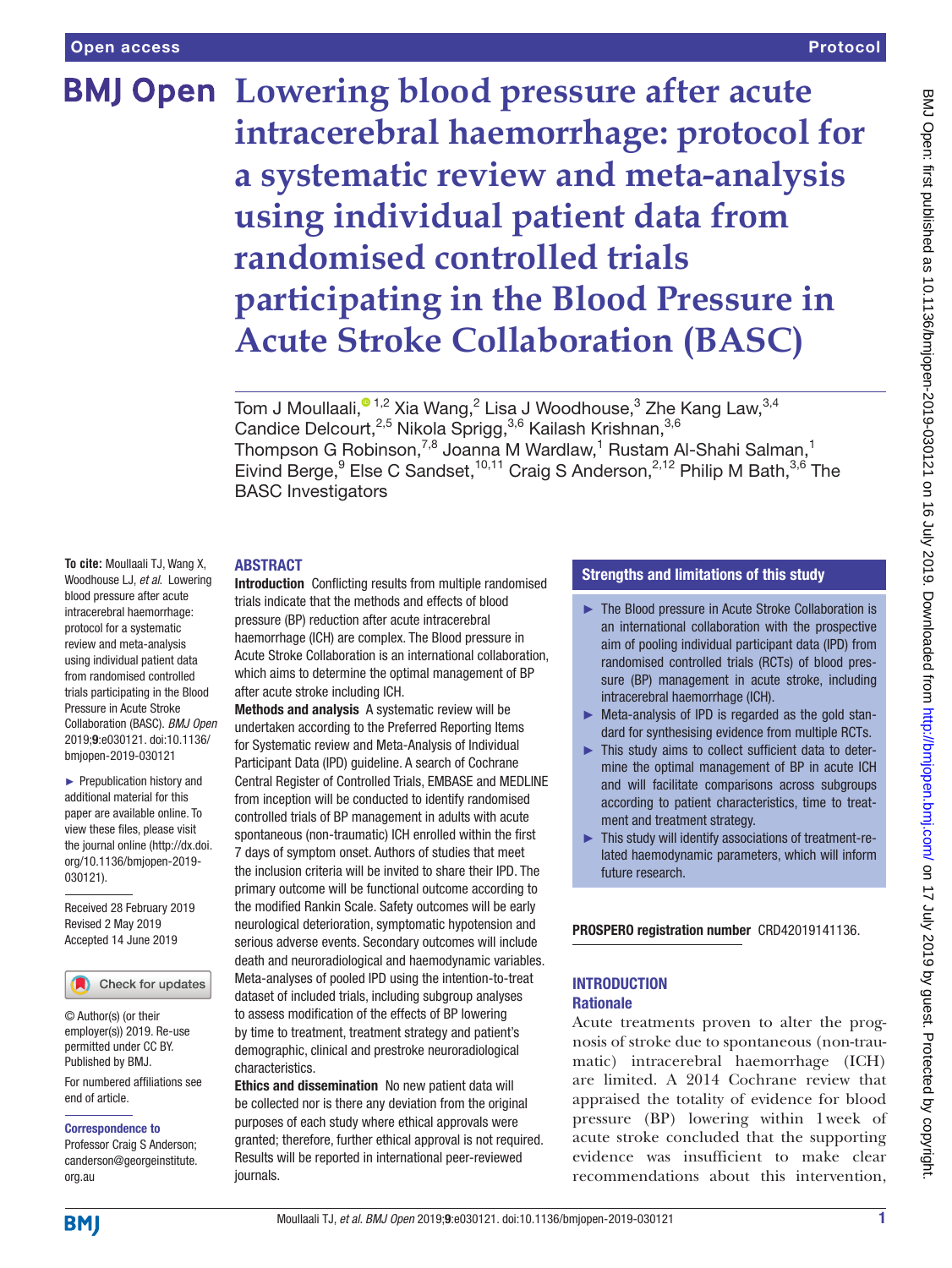# Lowering blood pressure after acute intracerebral haemorrhage: protocol for a systematic review and meta-analysis using individual patient data from randomised controlled trials participating in the Blood Pressure in Acute Stroke Collaboration (BASC)

Tom J Moullaali,[1,2] Xia Wang,[2] Lisa J Woodhouse,[3] Zhe Kang Law,[3,4] Candice Delcourt,[2,5] Nikola Sprigg,[3,6] Kailash Krishnan,[3,6] Thompson G Robinson,[7,8] Joanna M Wardlaw,[1] Rustam Al-Shahi Salman,[1] Eivind Berge,[9] Else C Sandset,[10,11] Craig S Anderson,[2,12] Philip M Bath,[3,6] The BASC Investigators

**To cite:** Moullaali TJ, Wang X, Woodhouse LJ, *et al*. Lowering blood pressure after acute intracerebral haemorrhage: protocol for a systematic review and meta-analysis using individual patient data from randomised controlled trials participating in the Blood Pressure in Acute Stroke Collaboration (BASC). *BMJ Open* 2019;**9**:e030121. doi:10.1136/bmjopen-2019-030121

► Prepublication history and additional material for this paper are available online. To view these files, please visit the journal online (http://dx.doi.org/10.1136/bmjopen-2019-030121).

Received 28 February 2019
Revised 2 May 2019
Accepted 14 June 2019

© Author(s) (or their employer(s)) 2019. Re-use permitted under CC BY. Published by BMJ.

For numbered affiliations see end of article.

**Correspondence to**
Professor Craig S Anderson; canderson@georgeinstitute.org.au

## ABSTRACT

**Introduction** Conflicting results from multiple randomised trials indicate that the methods and effects of blood pressure (BP) reduction after acute intracerebral haemorrhage (ICH) are complex. The Blood pressure in Acute Stroke Collaboration is an international collaboration, which aims to determine the optimal management of BP after acute stroke including ICH.

**Methods and analysis** A systematic review will be undertaken according to the Preferred Reporting Items for Systematic review and Meta-Analysis of Individual Participant Data (IPD) guideline. A search of Cochrane Central Register of Controlled Trials, EMBASE and MEDLINE from inception will be conducted to identify randomised controlled trials of BP management in adults with acute spontaneous (non-traumatic) ICH enrolled within the first 7 days of symptom onset. Authors of studies that meet the inclusion criteria will be invited to share their IPD. The primary outcome will be functional outcome according to the modified Rankin Scale. Safety outcomes will be early neurological deterioration, symptomatic hypotension and serious adverse events. Secondary outcomes will include death and neuroradiological and haemodynamic variables. Meta-analyses of pooled IPD using the intention-to-treat dataset of included trials, including subgroup analyses to assess modification of the effects of BP lowering by time to treatment, treatment strategy and patient's demographic, clinical and prestroke neuroradiological characteristics.

**Ethics and dissemination** No new patient data will be collected nor is there any deviation from the original purposes of each study where ethical approvals were granted; therefore, further ethical approval is not required. Results will be reported in international peer-reviewed journals.

## Strengths and limitations of this study

- ► The Blood pressure in Acute Stroke Collaboration is an international collaboration with the prospective aim of pooling individual participant data (IPD) from randomised controlled trials (RCTs) of blood pressure (BP) management in acute stroke, including intracerebral haemorrhage (ICH).
- ► Meta-analysis of IPD is regarded as the gold standard for synthesising evidence from multiple RCTs.
- ► This study aims to collect sufficient data to determine the optimal management of BP in acute ICH and will facilitate comparisons across subgroups according to patient characteristics, time to treatment and treatment strategy.
- ► This study will identify associations of treatment-related haemodynamic parameters, which will inform future research.

**PROSPERO registration number** CRD42019141136.

## INTRODUCTION

### Rationale

Acute treatments proven to alter the prognosis of stroke due to spontaneous (non-traumatic) intracerebral haemorrhage (ICH) are limited. A 2014 Cochrane review that appraised the totality of evidence for blood pressure (BP) lowering within 1 week of acute stroke concluded that the supporting evidence was insufficient to make clear recommendations about this intervention,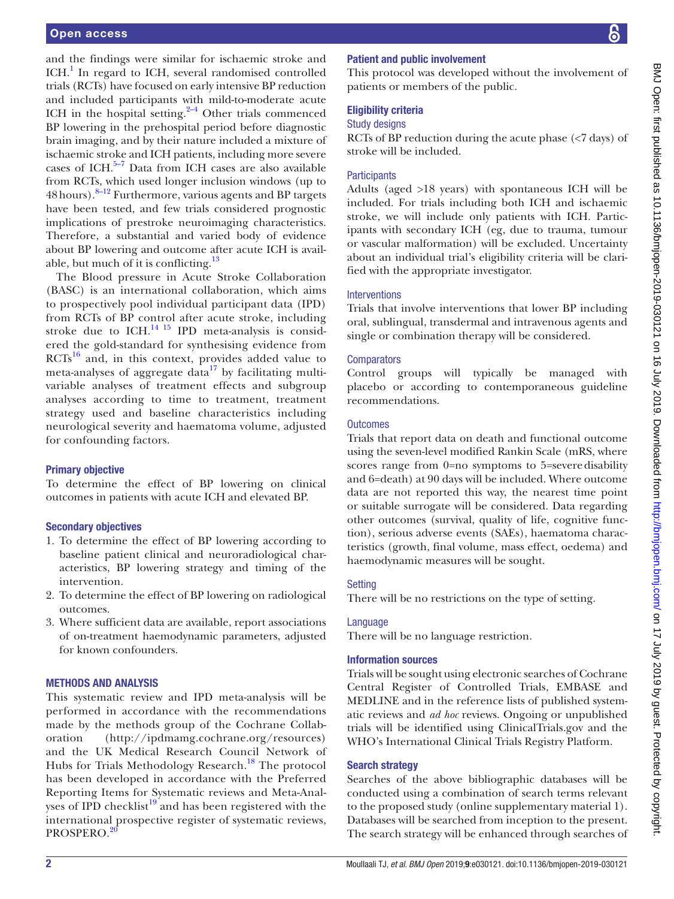and the findings were similar for ischaemic stroke and ICH.[1] In regard to ICH, several randomised controlled trials (RCTs) have focused on early intensive BP reduction and included participants with mild-to-moderate acute ICH in the hospital setting.[2–4] Other trials commenced BP lowering in the prehospital period before diagnostic brain imaging, and by their nature included a mixture of ischaemic stroke and ICH patients, including more severe cases of ICH.[5–7] Data from ICH cases are also available from RCTs, which used longer inclusion windows (up to 48 hours).[8–12] Furthermore, various agents and BP targets have been tested, and few trials considered prognostic implications of prestroke neuroimaging characteristics. Therefore, a substantial and varied body of evidence about BP lowering and outcome after acute ICH is available, but much of it is conflicting.[13]

The Blood pressure in Acute Stroke Collaboration (BASC) is an international collaboration, which aims to prospectively pool individual participant data (IPD) from RCTs of BP control after acute stroke, including stroke due to ICH.[14 15] IPD meta-analysis is considered the gold-standard for synthesising evidence from RCTs[16] and, in this context, provides added value to meta-analyses of aggregate data[17] by facilitating multivariable analyses of treatment effects and subgroup analyses according to time to treatment, treatment strategy used and baseline characteristics including neurological severity and haematoma volume, adjusted for confounding factors.

### Primary objective

To determine the effect of BP lowering on clinical outcomes in patients with acute ICH and elevated BP.

### Secondary objectives

1. To determine the effect of BP lowering according to baseline patient clinical and neuroradiological characteristics, BP lowering strategy and timing of the intervention.
2. To determine the effect of BP lowering on radiological outcomes.
3. Where sufficient data are available, report associations of on-treatment haemodynamic parameters, adjusted for known confounders.

## METHODS AND ANALYSIS

This systematic review and IPD meta-analysis will be performed in accordance with the recommendations made by the methods group of the Cochrane Collaboration (http://ipdmamg.cochrane.org/resources) and the UK Medical Research Council Network of Hubs for Trials Methodology Research.[18] The protocol has been developed in accordance with the Preferred Reporting Items for Systematic reviews and Meta-Analyses of IPD checklist[19] and has been registered with the international prospective register of systematic reviews, PROSPERO.[20]

### Patient and public involvement

This protocol was developed without the involvement of patients or members of the public.

### Eligibility criteria

#### Study designs

RCTs of BP reduction during the acute phase (<7 days) of stroke will be included.

#### Participants

Adults (aged >18 years) with spontaneous ICH will be included. For trials including both ICH and ischaemic stroke, we will include only patients with ICH. Participants with secondary ICH (eg, due to trauma, tumour or vascular malformation) will be excluded. Uncertainty about an individual trial's eligibility criteria will be clarified with the appropriate investigator.

#### Interventions

Trials that involve interventions that lower BP including oral, sublingual, transdermal and intravenous agents and single or combination therapy will be considered.

#### Comparators

Control groups will typically be managed with placebo or according to contemporaneous guideline recommendations.

#### Outcomes

Trials that report data on death and functional outcome using the seven-level modified Rankin Scale (mRS, where scores range from 0=no symptoms to 5=severe disability and 6=death) at 90 days will be included. Where outcome data are not reported this way, the nearest time point or suitable surrogate will be considered. Data regarding other outcomes (survival, quality of life, cognitive function), serious adverse events (SAEs), haematoma characteristics (growth, final volume, mass effect, oedema) and haemodynamic measures will be sought.

#### Setting

There will be no restrictions on the type of setting.

#### Language

There will be no language restriction.

### Information sources

Trials will be sought using electronic searches of Cochrane Central Register of Controlled Trials, EMBASE and MEDLINE and in the reference lists of published systematic reviews and *ad hoc* reviews. Ongoing or unpublished trials will be identified using ClinicalTrials.gov and the WHO's International Clinical Trials Registry Platform.

### Search strategy

Searches of the above bibliographic databases will be conducted using a combination of search terms relevant to the proposed study (online supplementary material 1). Databases will be searched from inception to the present. The search strategy will be enhanced through searches of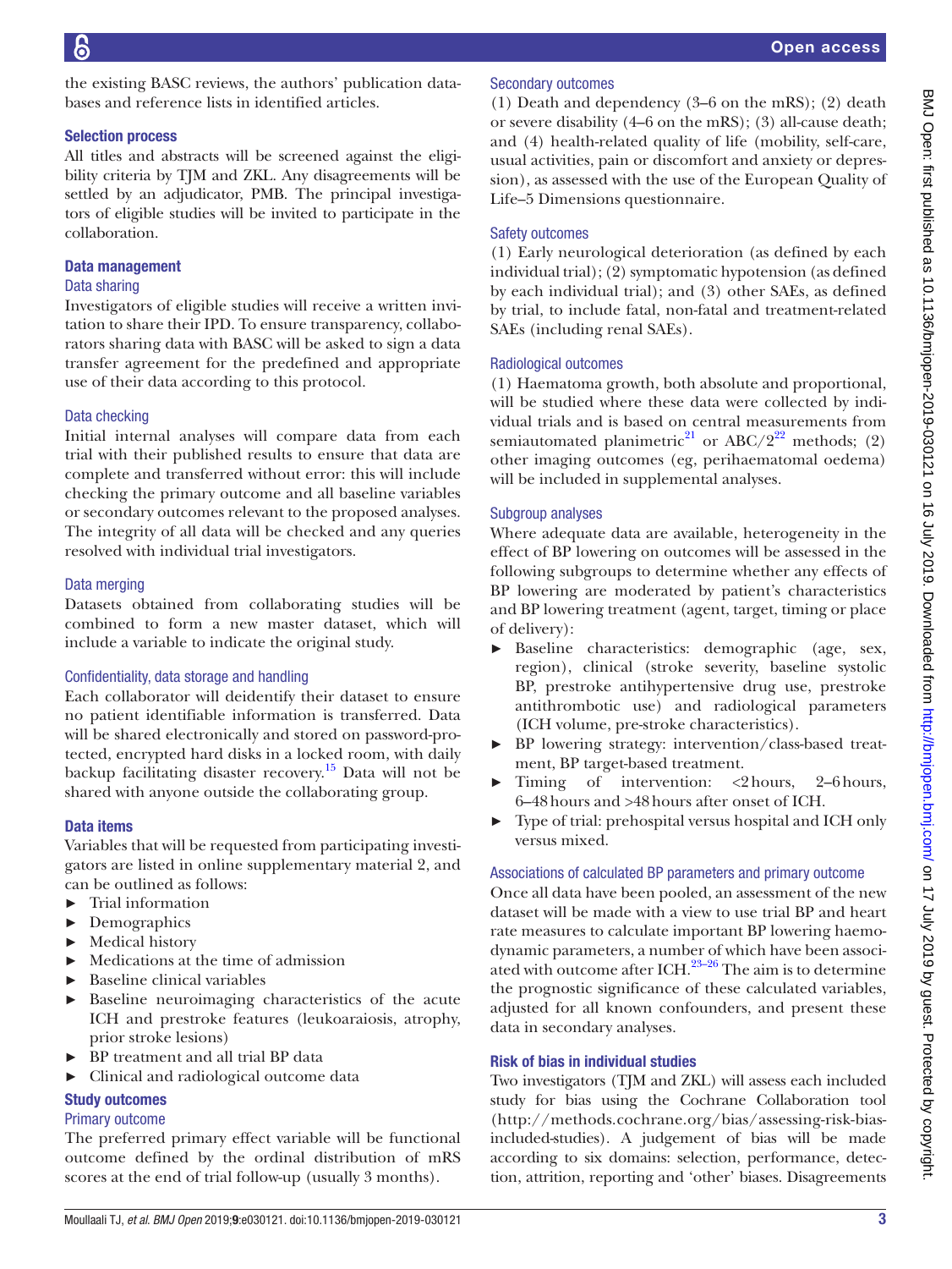the existing BASC reviews, the authors' publication databases and reference lists in identified articles.

### Selection process

All titles and abstracts will be screened against the eligibility criteria by TJM and ZKL. Any disagreements will be settled by an adjudicator, PMB. The principal investigators of eligible studies will be invited to participate in the collaboration.

### Data management

#### Data sharing

Investigators of eligible studies will receive a written invitation to share their IPD. To ensure transparency, collaborators sharing data with BASC will be asked to sign a data transfer agreement for the predefined and appropriate use of their data according to this protocol.

#### Data checking

Initial internal analyses will compare data from each trial with their published results to ensure that data are complete and transferred without error: this will include checking the primary outcome and all baseline variables or secondary outcomes relevant to the proposed analyses. The integrity of all data will be checked and any queries resolved with individual trial investigators.

#### Data merging

Datasets obtained from collaborating studies will be combined to form a new master dataset, which will include a variable to indicate the original study.

#### Confidentiality, data storage and handling

Each collaborator will deidentify their dataset to ensure no patient identifiable information is transferred. Data will be shared electronically and stored on password-protected, encrypted hard disks in a locked room, with daily backup facilitating disaster recovery.[15] Data will not be shared with anyone outside the collaborating group.

### Data items

Variables that will be requested from participating investigators are listed in online supplementary material 2, and can be outlined as follows:

- Trial information
- Demographics
- Medical history
- Medications at the time of admission
- Baseline clinical variables
- Baseline neuroimaging characteristics of the acute ICH and prestroke features (leukoaraiosis, atrophy, prior stroke lesions)
- BP treatment and all trial BP data
- Clinical and radiological outcome data

### Study outcomes

#### Primary outcome

The preferred primary effect variable will be functional outcome defined by the ordinal distribution of mRS scores at the end of trial follow-up (usually 3 months).

#### Secondary outcomes

(1) Death and dependency (3–6 on the mRS); (2) death or severe disability (4–6 on the mRS); (3) all-cause death; and (4) health-related quality of life (mobility, self-care, usual activities, pain or discomfort and anxiety or depression), as assessed with the use of the European Quality of Life–5 Dimensions questionnaire.

#### Safety outcomes

(1) Early neurological deterioration (as defined by each individual trial); (2) symptomatic hypotension (as defined by each individual trial); and (3) other SAEs, as defined by trial, to include fatal, non-fatal and treatment-related SAEs (including renal SAEs).

#### Radiological outcomes

(1) Haematoma growth, both absolute and proportional, will be studied where these data were collected by individual trials and is based on central measurements from semiautomated planimetric[21] or ABC/2[22] methods; (2) other imaging outcomes (eg, perihaematomal oedema) will be included in supplemental analyses.

#### Subgroup analyses

Where adequate data are available, heterogeneity in the effect of BP lowering on outcomes will be assessed in the following subgroups to determine whether any effects of BP lowering are moderated by patient's characteristics and BP lowering treatment (agent, target, timing or place of delivery):

- Baseline characteristics: demographic (age, sex, region), clinical (stroke severity, baseline systolic BP, prestroke antihypertensive drug use, prestroke antithrombotic use) and radiological parameters (ICH volume, pre-stroke characteristics).
- BP lowering strategy: intervention/class-based treatment, BP target-based treatment.
- Timing of intervention: <2 hours, 2–6 hours, 6–48 hours and >48 hours after onset of ICH.
- Type of trial: prehospital versus hospital and ICH only versus mixed.

#### Associations of calculated BP parameters and primary outcome

Once all data have been pooled, an assessment of the new dataset will be made with a view to use trial BP and heart rate measures to calculate important BP lowering haemodynamic parameters, a number of which have been associated with outcome after ICH.[23–26] The aim is to determine the prognostic significance of these calculated variables, adjusted for all known confounders, and present these data in secondary analyses.

### Risk of bias in individual studies

Two investigators (TJM and ZKL) will assess each included study for bias using the Cochrane Collaboration tool (http://methods.cochrane.org/bias/assessing-risk-bias-included-studies). A judgement of bias will be made according to six domains: selection, performance, detection, attrition, reporting and 'other' biases. Disagreements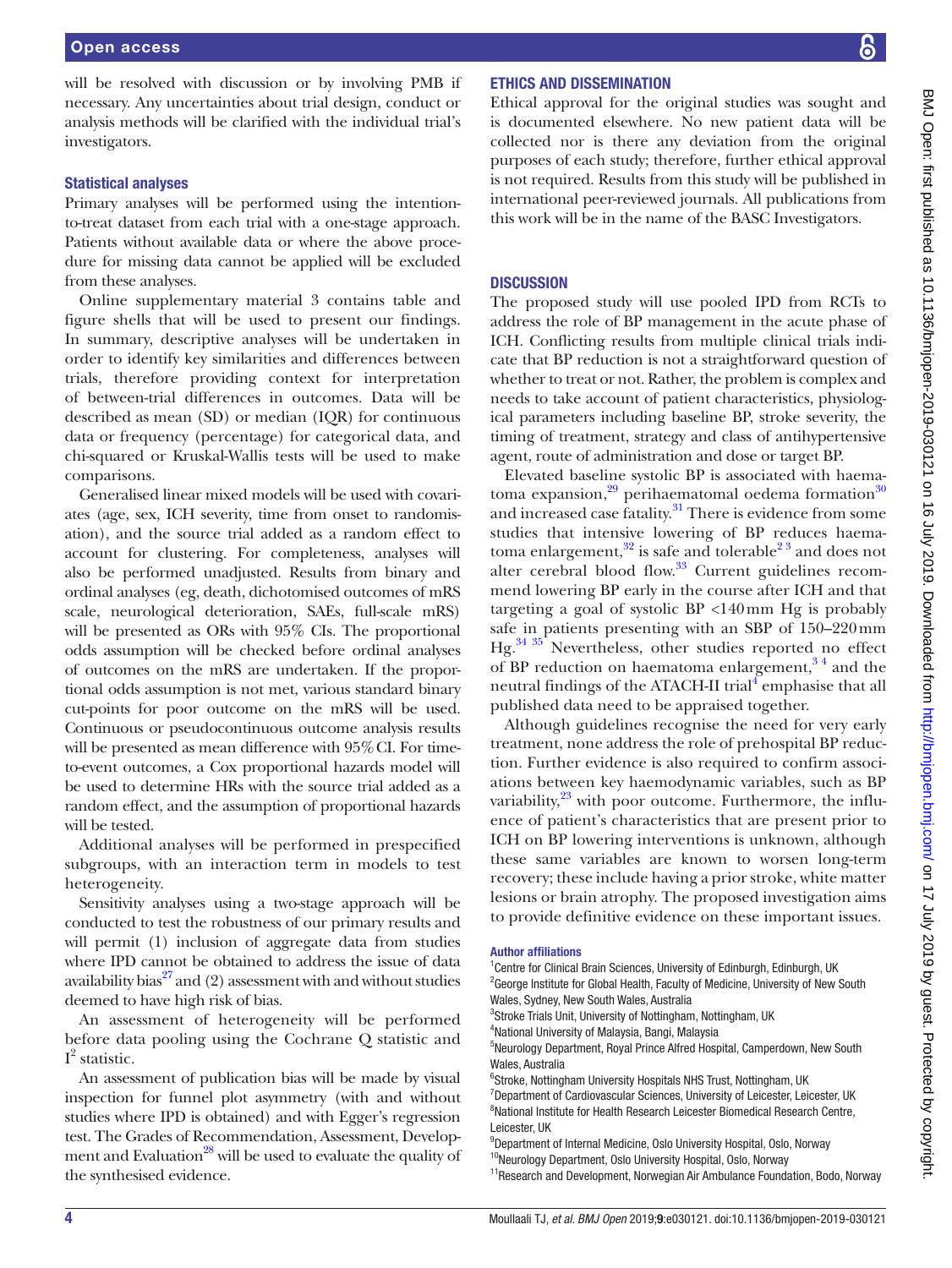will be resolved with discussion or by involving PMB if necessary. Any uncertainties about trial design, conduct or analysis methods will be clarified with the individual trial's investigators.

### Statistical analyses

Primary analyses will be performed using the intention-to-treat dataset from each trial with a one-stage approach. Patients without available data or where the above procedure for missing data cannot be applied will be excluded from these analyses.

Online supplementary material 3 contains table and figure shells that will be used to present our findings. In summary, descriptive analyses will be undertaken in order to identify key similarities and differences between trials, therefore providing context for interpretation of between-trial differences in outcomes. Data will be described as mean (SD) or median (IQR) for continuous data or frequency (percentage) for categorical data, and chi-squared or Kruskal-Wallis tests will be used to make comparisons.

Generalised linear mixed models will be used with covariates (age, sex, ICH severity, time from onset to randomisation), and the source trial added as a random effect to account for clustering. For completeness, analyses will also be performed unadjusted. Results from binary and ordinal analyses (eg, death, dichotomised outcomes of mRS scale, neurological deterioration, SAEs, full-scale mRS) will be presented as ORs with 95% CIs. The proportional odds assumption will be checked before ordinal analyses of outcomes on the mRS are undertaken. If the proportional odds assumption is not met, various standard binary cut-points for poor outcome on the mRS will be used. Continuous or pseudocontinuous outcome analysis results will be presented as mean difference with 95% CI. For time-to-event outcomes, a Cox proportional hazards model will be used to determine HRs with the source trial added as a random effect, and the assumption of proportional hazards will be tested.

Additional analyses will be performed in prespecified subgroups, with an interaction term in models to test heterogeneity.

Sensitivity analyses using a two-stage approach will be conducted to test the robustness of our primary results and will permit (1) inclusion of aggregate data from studies where IPD cannot be obtained to address the issue of data availability bias[27] and (2) assessment with and without studies deemed to have high risk of bias.

An assessment of heterogeneity will be performed before data pooling using the Cochrane Q statistic and $I^2$ statistic.

An assessment of publication bias will be made by visual inspection for funnel plot asymmetry (with and without studies where IPD is obtained) and with Egger's regression test. The Grades of Recommendation, Assessment, Development and Evaluation[28] will be used to evaluate the quality of the synthesised evidence.

## ETHICS AND DISSEMINATION

Ethical approval for the original studies was sought and is documented elsewhere. No new patient data will be collected nor is there any deviation from the original purposes of each study; therefore, further ethical approval is not required. Results from this study will be published in international peer-reviewed journals. All publications from this work will be in the name of the BASC Investigators.

## DISCUSSION

The proposed study will use pooled IPD from RCTs to address the role of BP management in the acute phase of ICH. Conflicting results from multiple clinical trials indicate that BP reduction is not a straightforward question of whether to treat or not. Rather, the problem is complex and needs to take account of patient characteristics, physiological parameters including baseline BP, stroke severity, the timing of treatment, strategy and class of antihypertensive agent, route of administration and dose or target BP.

Elevated baseline systolic BP is associated with haematoma expansion,[29] perihaematomal oedema formation[30] and increased case fatality.[31] There is evidence from some studies that intensive lowering of BP reduces haematoma enlargement,[32] is safe and tolerable[2 3] and does not alter cerebral blood flow.[33] Current guidelines recommend lowering BP early in the course after ICH and that targeting a goal of systolic BP <140 mm Hg is probably safe in patients presenting with an SBP of 150–220 mm Hg.[34 35] Nevertheless, other studies reported no effect of BP reduction on haematoma enlargement,[3 4] and the neutral findings of the ATACH-II trial[4] emphasise that all published data need to be appraised together.

Although guidelines recognise the need for very early treatment, none address the role of prehospital BP reduction. Further evidence is also required to confirm associations between key haemodynamic variables, such as BP variability,[23] with poor outcome. Furthermore, the influence of patient's characteristics that are present prior to ICH on BP lowering interventions is unknown, although these same variables are known to worsen long-term recovery; these include having a prior stroke, white matter lesions or brain atrophy. The proposed investigation aims to provide definitive evidence on these important issues.

#### Author affiliations

[1]Centre for Clinical Brain Sciences, University of Edinburgh, Edinburgh, UK
[2]George Institute for Global Health, Faculty of Medicine, University of New South Wales, Sydney, New South Wales, Australia
[3]Stroke Trials Unit, University of Nottingham, Nottingham, UK
[4]National University of Malaysia, Bangi, Malaysia
[5]Neurology Department, Royal Prince Alfred Hospital, Camperdown, New South Wales, Australia
[6]Stroke, Nottingham University Hospitals NHS Trust, Nottingham, UK
[7]Department of Cardiovascular Sciences, University of Leicester, Leicester, UK
[8]National Institute for Health Research Leicester Biomedical Research Centre, Leicester, UK
[9]Department of Internal Medicine, Oslo University Hospital, Oslo, Norway
[10]Neurology Department, Oslo University Hospital, Oslo, Norway
[11]Research and Development, Norwegian Air Ambulance Foundation, Bodo, Norway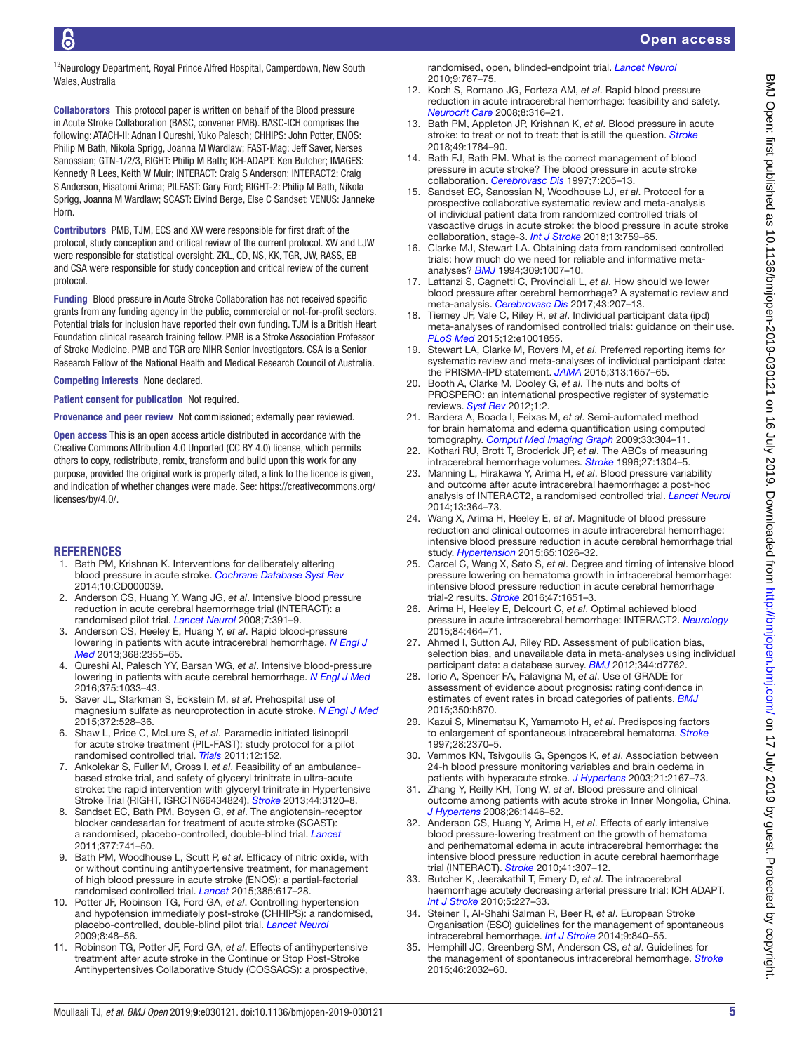[12]Neurology Department, Royal Prince Alfred Hospital, Camperdown, New South Wales, Australia

**Collaborators** This protocol paper is written on behalf of the Blood pressure in Acute Stroke Collaboration (BASC, convener PMB). BASC-ICH comprises the following: ATACH-II: Adnan I Qureshi, Yuko Palesch; CHHIPS: John Potter, ENOS: Philip M Bath, Nikola Sprigg, Joanna M Wardlaw; FAST-Mag: Jeff Saver, Nerses Sanossian; GTN-1/2/3, RIGHT: Philip M Bath; ICH-ADAPT: Ken Butcher; IMAGES: Kennedy R Lees, Keith W Muir; INTERACT: Craig S Anderson; INTERACT2: Craig S Anderson, Hisatomi Arima; PILFAST: Gary Ford; RIGHT-2: Philip M Bath, Nikola Sprigg, Joanna M Wardlaw; SCAST: Eivind Berge, Else C Sandset; VENUS: Janneke Horn.

**Contributors** PMB, TJM, ECS and XW were responsible for first draft of the protocol, study conception and critical review of the current protocol. XW and LJW were responsible for statistical oversight. ZKL, CD, NS, KK, TGR, JW, RASS, EB and CSA were responsible for study conception and critical review of the current protocol.

**Funding** Blood pressure in Acute Stroke Collaboration has not received specific grants from any funding agency in the public, commercial or not-for-profit sectors. Potential trials for inclusion have reported their own funding. TJM is a British Heart Foundation clinical research training fellow. PMB is a Stroke Association Professor of Stroke Medicine. PMB and TGR are NIHR Senior Investigators. CSA is a Senior Research Fellow of the National Health and Medical Research Council of Australia.

**Competing interests** None declared.

**Patient consent for publication** Not required.

**Provenance and peer review** Not commissioned; externally peer reviewed.

**Open access** This is an open access article distributed in accordance with the Creative Commons Attribution 4.0 Unported (CC BY 4.0) license, which permits others to copy, redistribute, remix, transform and build upon this work for any purpose, provided the original work is properly cited, a link to the licence is given, and indication of whether changes were made. See: https://creativecommons.org/licenses/by/4.0/.

## REFERENCES

1. Bath PM, Krishnan K. Interventions for deliberately altering blood pressure in acute stroke. *Cochrane Database Syst Rev* 2014;10:CD000039.
2. Anderson CS, Huang Y, Wang JG, *et al*. Intensive blood pressure reduction in acute cerebral haemorrhage trial (INTERACT): a randomised pilot trial. *Lancet Neurol* 2008;7:391–9.
3. Anderson CS, Heeley E, Huang Y, *et al*. Rapid blood-pressure lowering in patients with acute intracerebral hemorrhage. *N Engl J Med* 2013;368:2355–65.
4. Qureshi AI, Palesch YY, Barsan WG, *et al*. Intensive blood-pressure lowering in patients with acute cerebral hemorrhage. *N Engl J Med* 2016;375:1033–43.
5. Saver JL, Starkman S, Eckstein M, *et al*. Prehospital use of magnesium sulfate as neuroprotection in acute stroke. *N Engl J Med* 2015;372:528–36.
6. Shaw L, Price C, McLure S, *et al*. Paramedic initiated lisinopril for acute stroke treatment (PIL-FAST): study protocol for a pilot randomised controlled trial. *Trials* 2011;12:152.
7. Ankolekar S, Fuller M, Cross I, *et al*. Feasibility of an ambulance-based stroke trial, and safety of glyceryl trinitrate in ultra-acute stroke: the rapid intervention with glyceryl trinitrate in Hypertensive Stroke Trial (RIGHT, ISRCTN66434824). *Stroke* 2013;44:3120–8.
8. Sandset EC, Bath PM, Boysen G, *et al*. The angiotensin-receptor blocker candesartan for treatment of acute stroke (SCAST): a randomised, placebo-controlled, double-blind trial. *Lancet* 2011;377:741–50.
9. Bath PM, Woodhouse L, Scutt P, *et al*. Efficacy of nitric oxide, with or without continuing antihypertensive treatment, for management of high blood pressure in acute stroke (ENOS): a partial-factorial randomised controlled trial. *Lancet* 2015;385:617–28.
10. Potter JF, Robinson TG, Ford GA, *et al*. Controlling hypertension and hypotension immediately post-stroke (CHHIPS): a randomised, placebo-controlled, double-blind pilot trial. *Lancet Neurol* 2009;8:48–56.
11. Robinson TG, Potter JF, Ford GA, *et al*. Effects of antihypertensive treatment after acute stroke in the Continue or Stop Post-Stroke Antihypertensives Collaborative Study (COSSACS): a prospective, randomised, open, blinded-endpoint trial. *Lancet Neurol* 2010;9:767–75.
12. Koch S, Romano JG, Forteza AM, *et al*. Rapid blood pressure reduction in acute intracerebral hemorrhage: feasibility and safety. *Neurocrit Care* 2008;8:316–21.
13. Bath PM, Appleton JP, Krishnan K, *et al*. Blood pressure in acute stroke: to treat or not to treat: that is still the question. *Stroke* 2018;49:1784–90.
14. Bath FJ, Bath PM. What is the correct management of blood pressure in acute stroke? The blood pressure in acute stroke collaboration. *Cerebrovasc Dis* 1997;7:205–13.
15. Sandset EC, Sanossian N, Woodhouse LJ, *et al*. Protocol for a prospective collaborative systematic review and meta-analysis of individual patient data from randomized controlled trials of vasoactive drugs in acute stroke: the blood pressure in acute stroke collaboration, stage-3. *Int J Stroke* 2018;13:759–65.
16. Clarke MJ, Stewart LA. Obtaining data from randomised controlled trials: how much do we need for reliable and informative meta-analyses? *BMJ* 1994;309:1007–10.
17. Lattanzi S, Cagnetti C, Provinciali L, *et al*. How should we lower blood pressure after cerebral hemorrhage? A systematic review and meta-analysis. *Cerebrovasc Dis* 2017;43:207–13.
18. Tierney JF, Vale C, Riley R, *et al*. Individual participant data (ipd) meta-analyses of randomised controlled trials: guidance on their use. *PLoS Med* 2015;12:e1001855.
19. Stewart LA, Clarke M, Rovers M, *et al*. Preferred reporting items for systematic review and meta-analyses of individual participant data: the PRISMA-IPD statement. *JAMA* 2015;313:1657–65.
20. Booth A, Clarke M, Dooley G, *et al*. The nuts and bolts of PROSPERO: an international prospective register of systematic reviews. *Syst Rev* 2012;1:2.
21. Bardera A, Boada I, Feixas M, *et al*. Semi-automated method for brain hematoma and edema quantification using computed tomography. *Comput Med Imaging Graph* 2009;33:304–11.
22. Kothari RU, Brott T, Broderick JP, *et al*. The ABCs of measuring intracerebral hemorrhage volumes. *Stroke* 1996;27:1304–5.
23. Manning L, Hirakawa Y, Arima H, *et al*. Blood pressure variability and outcome after acute intracerebral haemorrhage: a post-hoc analysis of INTERACT2, a randomised controlled trial. *Lancet Neurol* 2014;13:364–73.
24. Wang X, Arima H, Heeley E, *et al*. Magnitude of blood pressure reduction and clinical outcomes in acute intracerebral hemorrhage: intensive blood pressure reduction in acute cerebral hemorrhage trial study. *Hypertension* 2015;65:1026–32.
25. Carcel C, Wang X, Sato S, *et al*. Degree and timing of intensive blood pressure lowering on hematoma growth in intracerebral hemorrhage: intensive blood pressure reduction in acute cerebral hemorrhage trial-2 results. *Stroke* 2016;47:1651–3.
26. Arima H, Heeley E, Delcourt C, *et al*. Optimal achieved blood pressure in acute intracerebral hemorrhage: INTERACT2. *Neurology* 2015;84:464–71.
27. Ahmed I, Sutton AJ, Riley RD. Assessment of publication bias, selection bias, and unavailable data in meta-analyses using individual participant data: a database survey. *BMJ* 2012;344:d7762.
28. Iorio A, Spencer FA, Falavigna M, *et al*. Use of GRADE for assessment of evidence about prognosis: rating confidence in estimates of event rates in broad categories of patients. *BMJ* 2015;350:h870.
29. Kazui S, Minematsu K, Yamamoto H, *et al*. Predisposing factors to enlargement of spontaneous intracerebral hematoma. *Stroke* 1997;28:2370–5.
30. Vemmos KN, Tsivgoulis G, Spengos K, *et al*. Association between 24-h blood pressure monitoring variables and brain oedema in patients with hyperacute stroke. *J Hypertens* 2003;21:2167–73.
31. Zhang Y, Reilly KH, Tong W, *et al*. Blood pressure and clinical outcome among patients with acute stroke in Inner Mongolia, China. *J Hypertens* 2008;26:1446–52.
32. Anderson CS, Huang Y, Arima H, *et al*. Effects of early intensive blood pressure-lowering treatment on the growth of hematoma and perihematomal edema in acute intracerebral hemorrhage: the intensive blood pressure reduction in acute cerebral haemorrhage trial (INTERACT). *Stroke* 2010;41:307–12.
33. Butcher K, Jeerakathil T, Emery D, *et al*. The intracerebral haemorrhage acutely decreasing arterial pressure trial: ICH ADAPT. *Int J Stroke* 2010;5:227–33.
34. Steiner T, Al-Shahi Salman R, Beer R, *et al*. European Stroke Organisation (ESO) guidelines for the management of spontaneous intracerebral hemorrhage. *Int J Stroke* 2014;9:840–55.
35. Hemphill JC, Greenberg SM, Anderson CS, *et al*. Guidelines for the management of spontaneous intracerebral hemorrhage. *Stroke* 2015;46:2032–60.